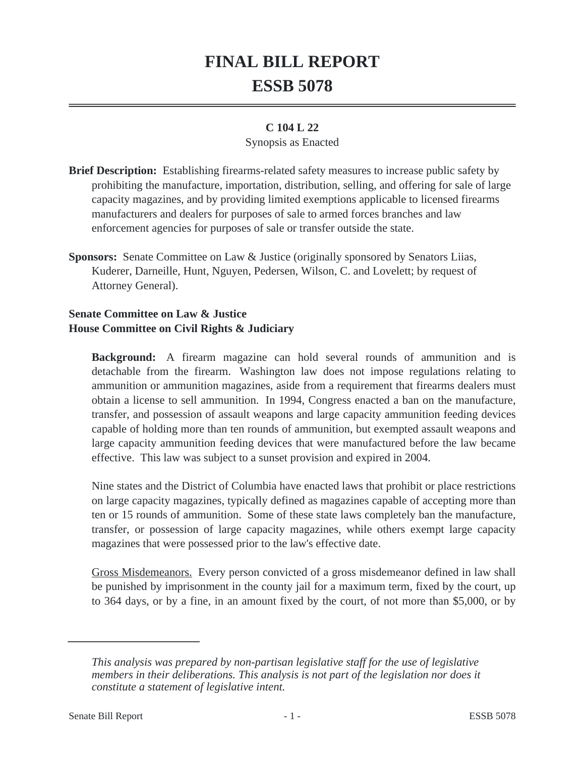# FINAL BILL REPORT
# ESSB 5078

**C 104 L 22**

Synopsis as Enacted

**Brief Description:** Establishing firearms-related safety measures to increase public safety by prohibiting the manufacture, importation, distribution, selling, and offering for sale of large capacity magazines, and by providing limited exemptions applicable to licensed firearms manufacturers and dealers for purposes of sale to armed forces branches and law enforcement agencies for purposes of sale or transfer outside the state.

**Sponsors:** Senate Committee on Law & Justice (originally sponsored by Senators Liias, Kuderer, Darneille, Hunt, Nguyen, Pedersen, Wilson, C. and Lovelett; by request of Attorney General).

**Senate Committee on Law & Justice**
**House Committee on Civil Rights & Judiciary**

**Background:** A firearm magazine can hold several rounds of ammunition and is detachable from the firearm. Washington law does not impose regulations relating to ammunition or ammunition magazines, aside from a requirement that firearms dealers must obtain a license to sell ammunition. In 1994, Congress enacted a ban on the manufacture, transfer, and possession of assault weapons and large capacity ammunition feeding devices capable of holding more than ten rounds of ammunition, but exempted assault weapons and large capacity ammunition feeding devices that were manufactured before the law became effective. This law was subject to a sunset provision and expired in 2004.

Nine states and the District of Columbia have enacted laws that prohibit or place restrictions on large capacity magazines, typically defined as magazines capable of accepting more than ten or 15 rounds of ammunition. Some of these state laws completely ban the manufacture, transfer, or possession of large capacity magazines, while others exempt large capacity magazines that were possessed prior to the law's effective date.

Gross Misdemeanors. Every person convicted of a gross misdemeanor defined in law shall be punished by imprisonment in the county jail for a maximum term, fixed by the court, up to 364 days, or by a fine, in an amount fixed by the court, of not more than $5,000, or by

---

*This analysis was prepared by non-partisan legislative staff for the use of legislative members in their deliberations. This analysis is not part of the legislation nor does it constitute a statement of legislative intent.*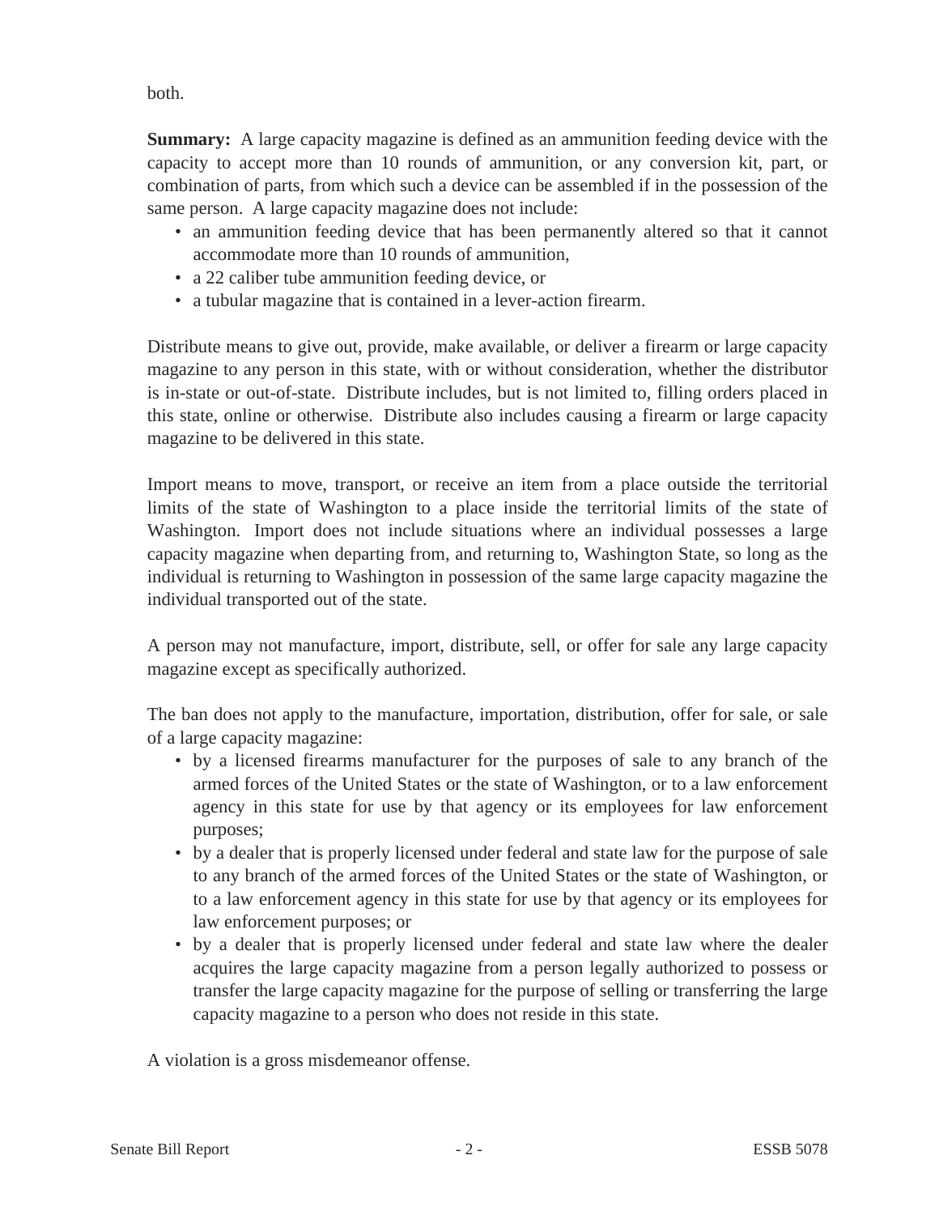both.

**Summary:** A large capacity magazine is defined as an ammunition feeding device with the capacity to accept more than 10 rounds of ammunition, or any conversion kit, part, or combination of parts, from which such a device can be assembled if in the possession of the same person. A large capacity magazine does not include:

- an ammunition feeding device that has been permanently altered so that it cannot accommodate more than 10 rounds of ammunition,
- a 22 caliber tube ammunition feeding device, or
- a tubular magazine that is contained in a lever-action firearm.

Distribute means to give out, provide, make available, or deliver a firearm or large capacity magazine to any person in this state, with or without consideration, whether the distributor is in-state or out-of-state. Distribute includes, but is not limited to, filling orders placed in this state, online or otherwise. Distribute also includes causing a firearm or large capacity magazine to be delivered in this state.

Import means to move, transport, or receive an item from a place outside the territorial limits of the state of Washington to a place inside the territorial limits of the state of Washington. Import does not include situations where an individual possesses a large capacity magazine when departing from, and returning to, Washington State, so long as the individual is returning to Washington in possession of the same large capacity magazine the individual transported out of the state.

A person may not manufacture, import, distribute, sell, or offer for sale any large capacity magazine except as specifically authorized.

The ban does not apply to the manufacture, importation, distribution, offer for sale, or sale of a large capacity magazine:

- by a licensed firearms manufacturer for the purposes of sale to any branch of the armed forces of the United States or the state of Washington, or to a law enforcement agency in this state for use by that agency or its employees for law enforcement purposes;
- by a dealer that is properly licensed under federal and state law for the purpose of sale to any branch of the armed forces of the United States or the state of Washington, or to a law enforcement agency in this state for use by that agency or its employees for law enforcement purposes; or
- by a dealer that is properly licensed under federal and state law where the dealer acquires the large capacity magazine from a person legally authorized to possess or transfer the large capacity magazine for the purpose of selling or transferring the large capacity magazine to a person who does not reside in this state.

A violation is a gross misdemeanor offense.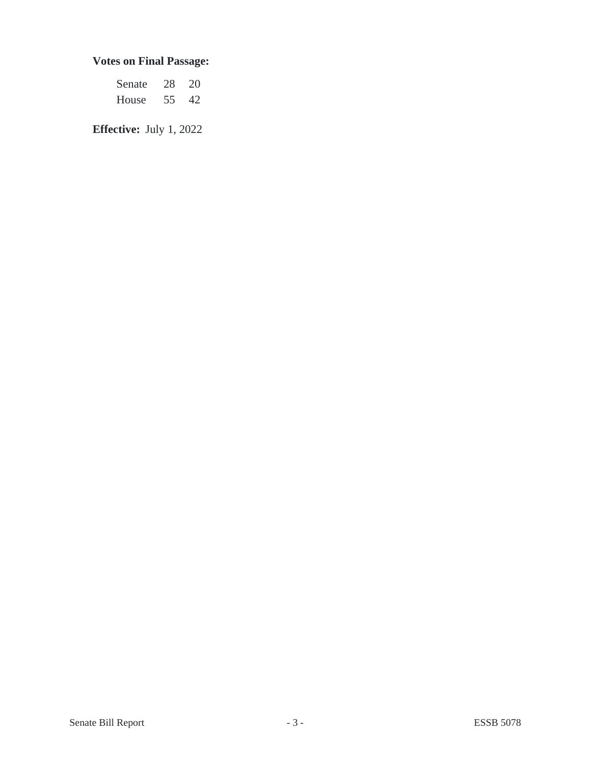**Votes on Final Passage:**

| | | |
|---|---|---|
| Senate | 28 | 20 |
| House | 55 | 42 |

**Effective:** July 1, 2022